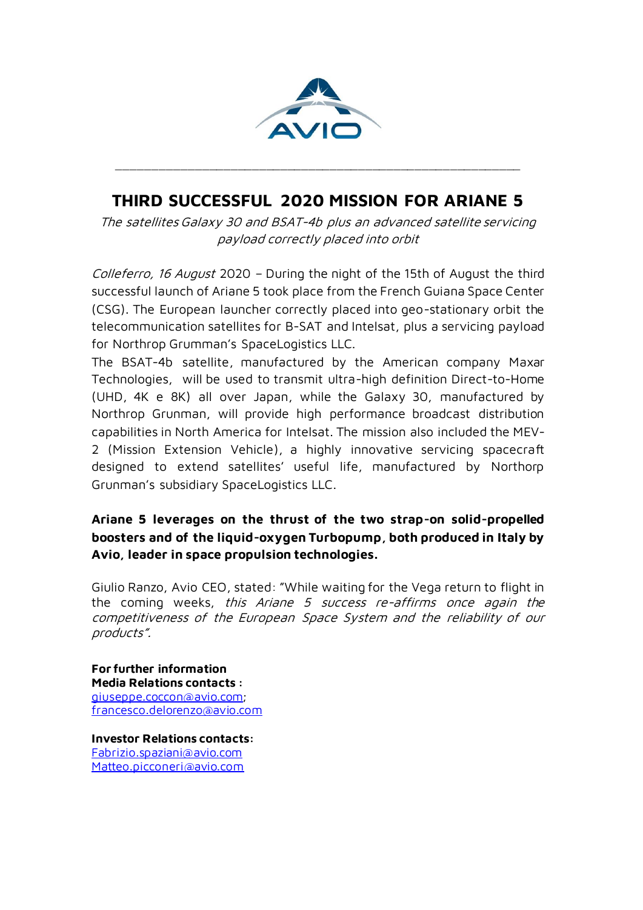# THIRD SUCCESSFUL 2020 MISSION FOR ARIANE 5

*The satellites Galaxy 30 and BSAT-4b plus an advanced satellite servicing payload correctly placed into orbit*

*Colleferro, 16 August* 2020 – During the night of the 15th of August the third successful launch of Ariane 5 took place from the French Guiana Space Center (CSG). The European launcher correctly placed into geo-stationary orbit the telecommunication satellites for B-SAT and Intelsat, plus a servicing payload for Northrop Grumman's SpaceLogistics LLC.

The BSAT-4b satellite, manufactured by the American company Maxar Technologies, will be used to transmit ultra-high definition Direct-to-Home (UHD, 4K e 8K) all over Japan, while the Galaxy 30, manufactured by Northrop Grunman, will provide high performance broadcast distribution capabilities in North America for Intelsat. The mission also included the MEV-2 (Mission Extension Vehicle), a highly innovative servicing spacecraft designed to extend satellites' useful life, manufactured by Northorp Grunman's subsidiary SpaceLogistics LLC.

**Ariane 5 leverages on the thrust of the two strap-on solid-propelled boosters and of the liquid-oxygen Turbopump, both produced in Italy by Avio, leader in space propulsion technologies.**

Giulio Ranzo, Avio CEO, stated: "While waiting for the Vega return to flight in the coming weeks, *this Ariane 5 success re-affirms once again the competitiveness of the European Space System and the reliability of our products".*

**For further information**
**Media Relations contacts** :
giuseppe.coccon@avio.com;
francesco.delorenzo@avio.com

**Investor Relations contacts**:
Fabrizio.spaziani@avio.com
Matteo.picconeri@avio.com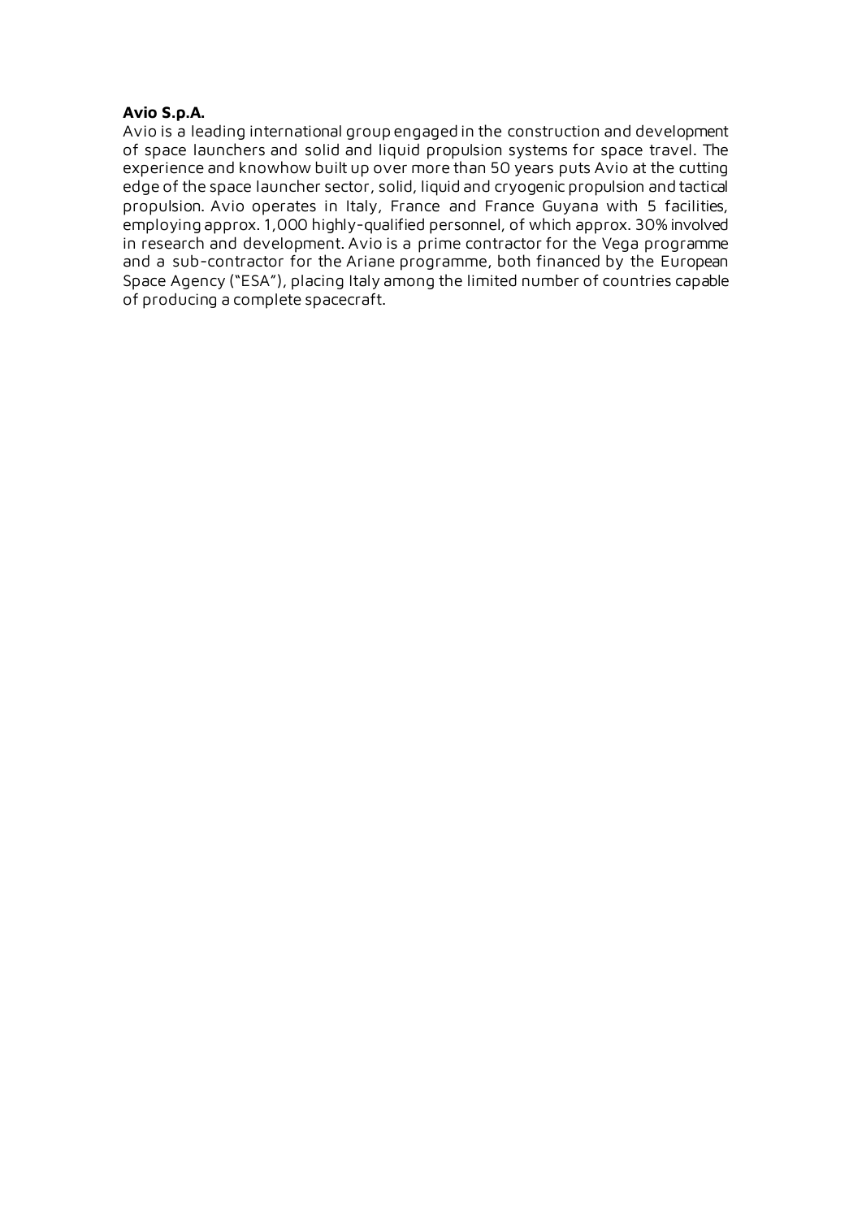**Avio S.p.A.**

Avio is a leading international group engaged in the construction and development of space launchers and solid and liquid propulsion systems for space travel. The experience and knowhow built up over more than 50 years puts Avio at the cutting edge of the space launcher sector, solid, liquid and cryogenic propulsion and tactical propulsion. Avio operates in Italy, France and France Guyana with 5 facilities, employing approx. 1,000 highly-qualified personnel, of which approx. 30% involved in research and development. Avio is a prime contractor for the Vega programme and a sub-contractor for the Ariane programme, both financed by the European Space Agency ("ESA"), placing Italy among the limited number of countries capable of producing a complete spacecraft.